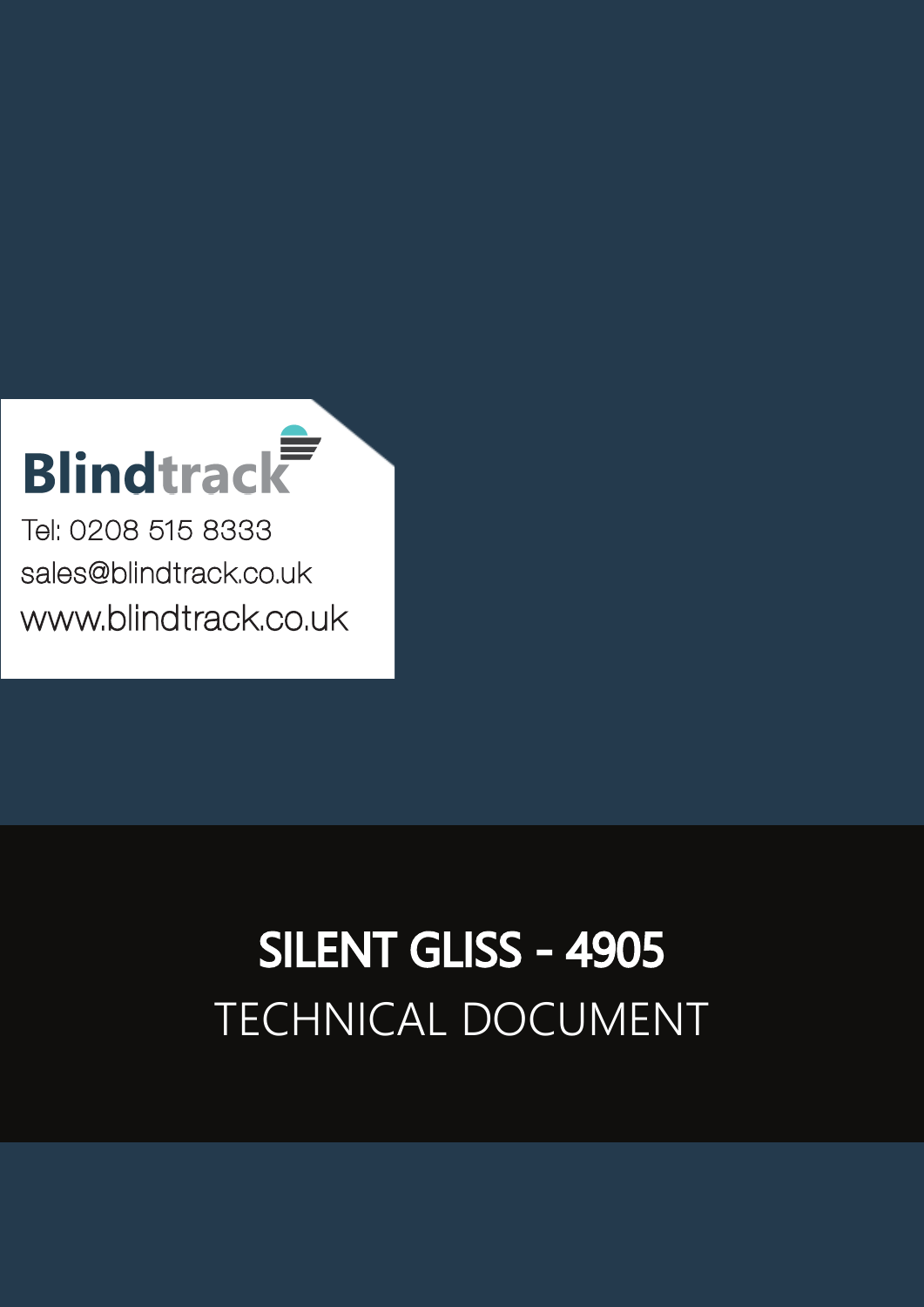Blindtrack

Tel: 0208 515 8333

sales@blindtrack.co.uk

www.blindtrack.co.uk

# SILENT GLISS - 4905

## TECHNICAL DOCUMENT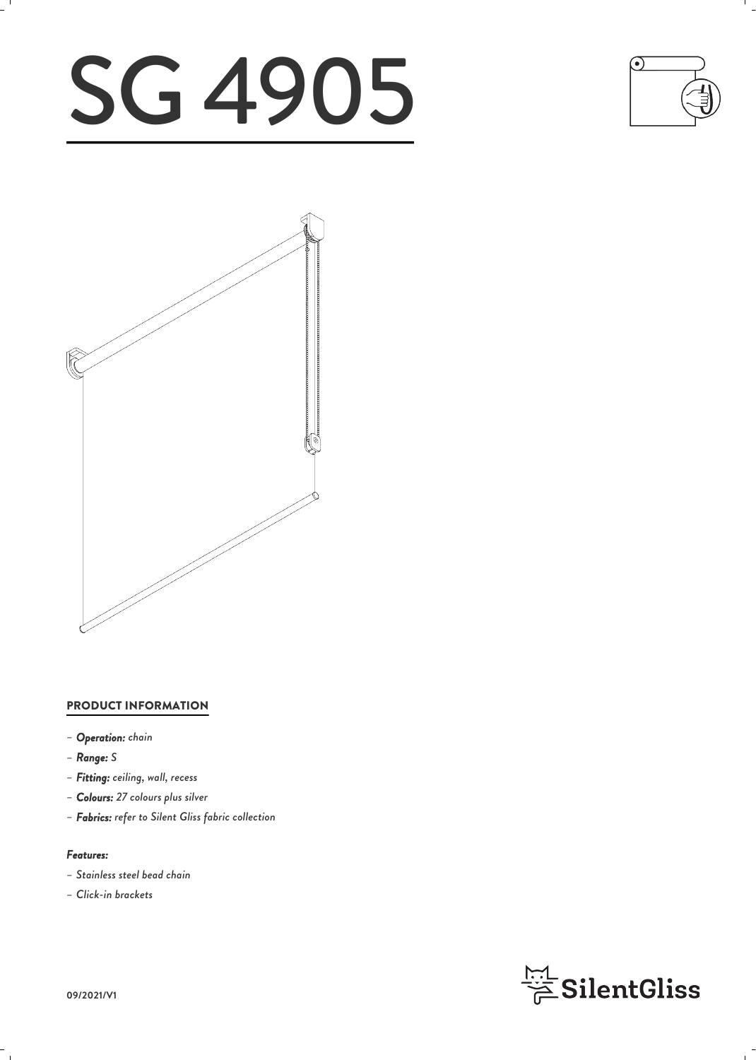# SG 4905

## PRODUCT INFORMATION

- *__Operation:__ chain*
- *__Range:__ S*
- *__Fitting:__ ceiling, wall, recess*
- *__Colours:__ 27 colours plus silver*
- *__Fabrics:__ refer to Silent Gliss fabric collection*

### *Features:*

- *Stainless steel bead chain*
- *Click-in brackets*

09/2021/V1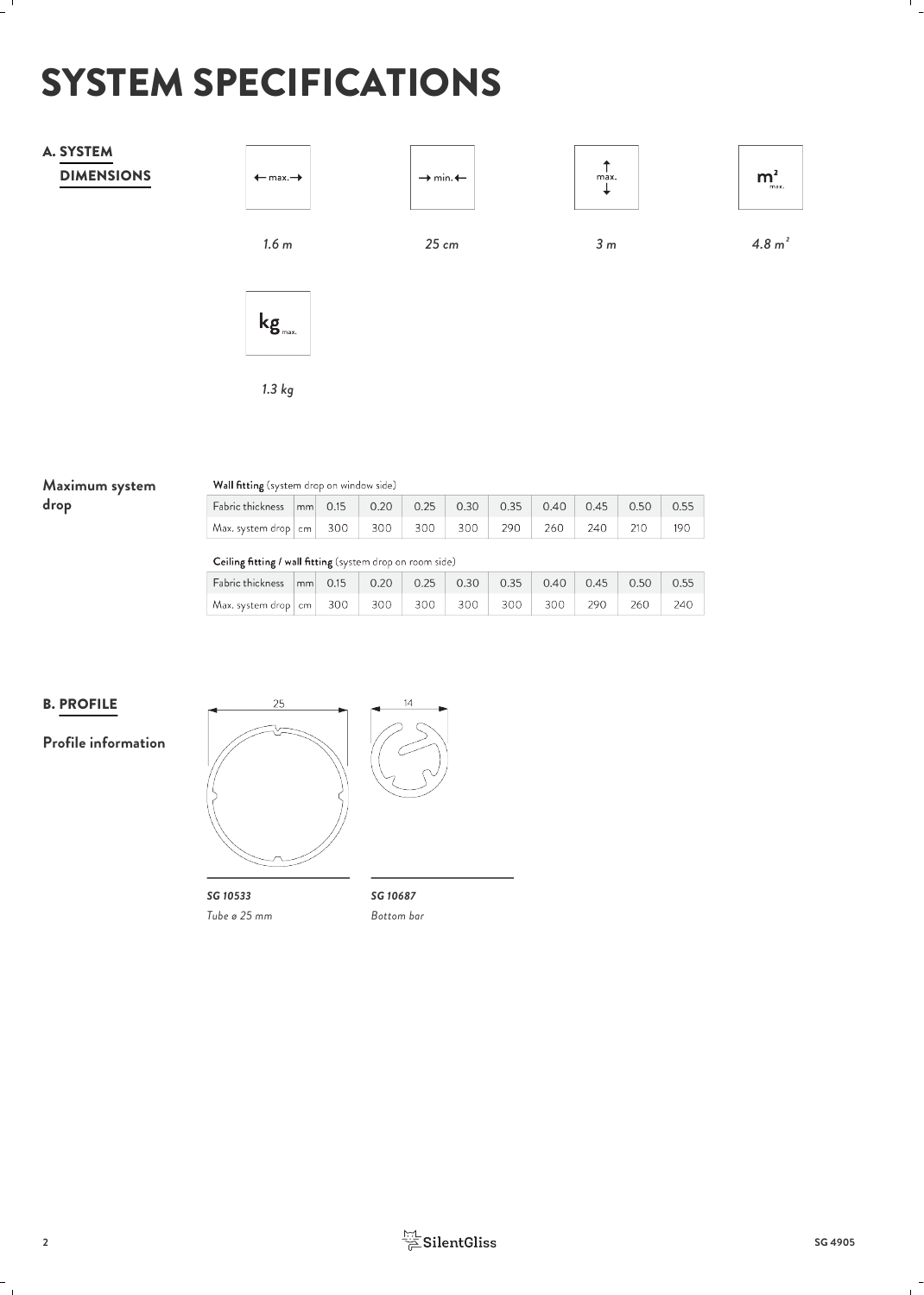# SYSTEM SPECIFICATIONS

## A. SYSTEM DIMENSIONS

| ← max. → | → min. ← | ↕ max. | $m^2$ max. |
|---|---|---|---|
| *1.6 m* | *25 cm* | *3 m* | *4.8 $m^2$* |

| kg max. |
|---|
| *1.3 kg* |

### Maximum system drop

**Wall fitting** (system drop on window side)

| Fabric thickness | mm | 0.15 | 0.20 | 0.25 | 0.30 | 0.35 | 0.40 | 0.45 | 0.50 | 0.55 |
|---|---|---|---|---|---|---|---|---|---|---|
| Max. system drop | cm | 300 | 300 | 300 | 300 | 290 | 260 | 240 | 210 | 190 |

**Ceiling fitting / wall fitting** (system drop on room side)

| Fabric thickness | mm | 0.15 | 0.20 | 0.25 | 0.30 | 0.35 | 0.40 | 0.45 | 0.50 | 0.55 |
|---|---|---|---|---|---|---|---|---|---|---|
| Max. system drop | cm | 300 | 300 | 300 | 300 | 300 | 300 | 290 | 260 | 240 |

## B. PROFILE

### Profile information

25

*SG 10533*
*Tube ø 25 mm*

14

*SG 10687*
*Bottom bar*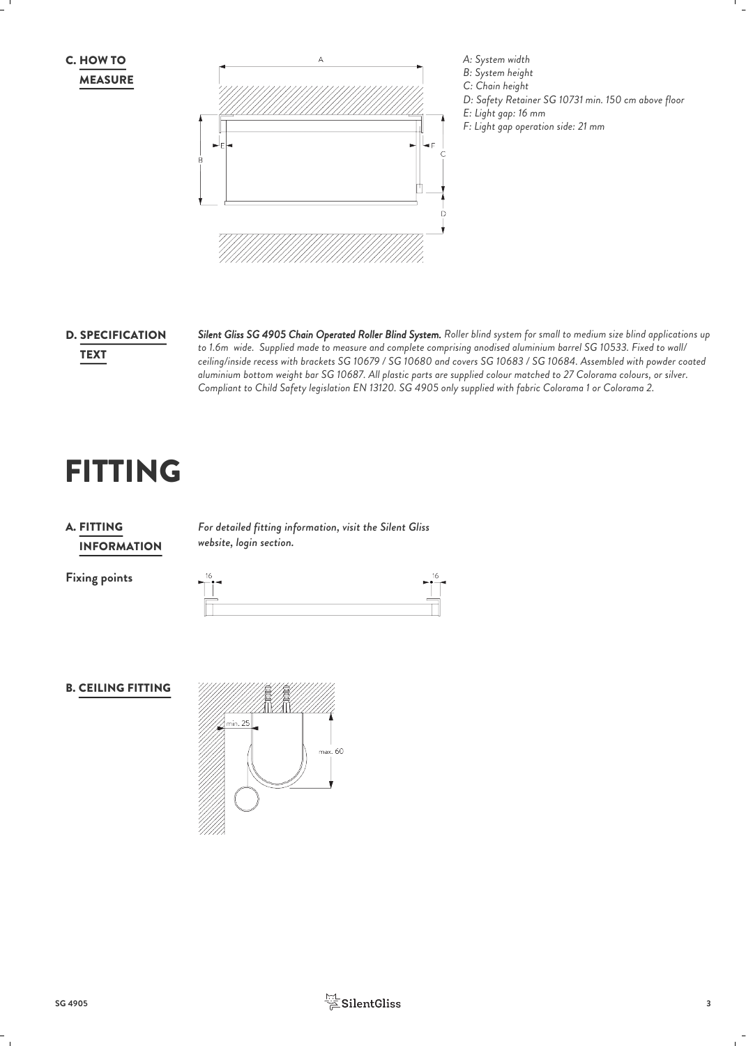## C. HOW TO MEASURE

*A: System width*
*B: System height*
*C: Chain height*
*D: Safety Retainer SG 10731 min. 150 cm above floor*
*E: Light gap: 16 mm*
*F: Light gap operation side: 21 mm*

## D. SPECIFICATION TEXT

***Silent Gliss SG 4905 Chain Operated Roller Blind System.*** *Roller blind system for small to medium size blind applications up to 1.6m wide. Supplied made to measure and complete comprising anodised aluminium barrel SG 10533. Fixed to wall/ ceiling/inside recess with brackets SG 10679 / SG 10680 and covers SG 10683 / SG 10684. Assembled with powder coated aluminium bottom weight bar SG 10687. All plastic parts are supplied colour matched to 27 Colorama colours, or silver. Compliant to Child Safety legislation EN 13120. SG 4905 only supplied with fabric Colorama 1 or Colorama 2.*

# FITTING

## A. FITTING INFORMATION

*For detailed fitting information, visit the Silent Gliss website, login section.*

**Fixing points**

## B. CEILING FITTING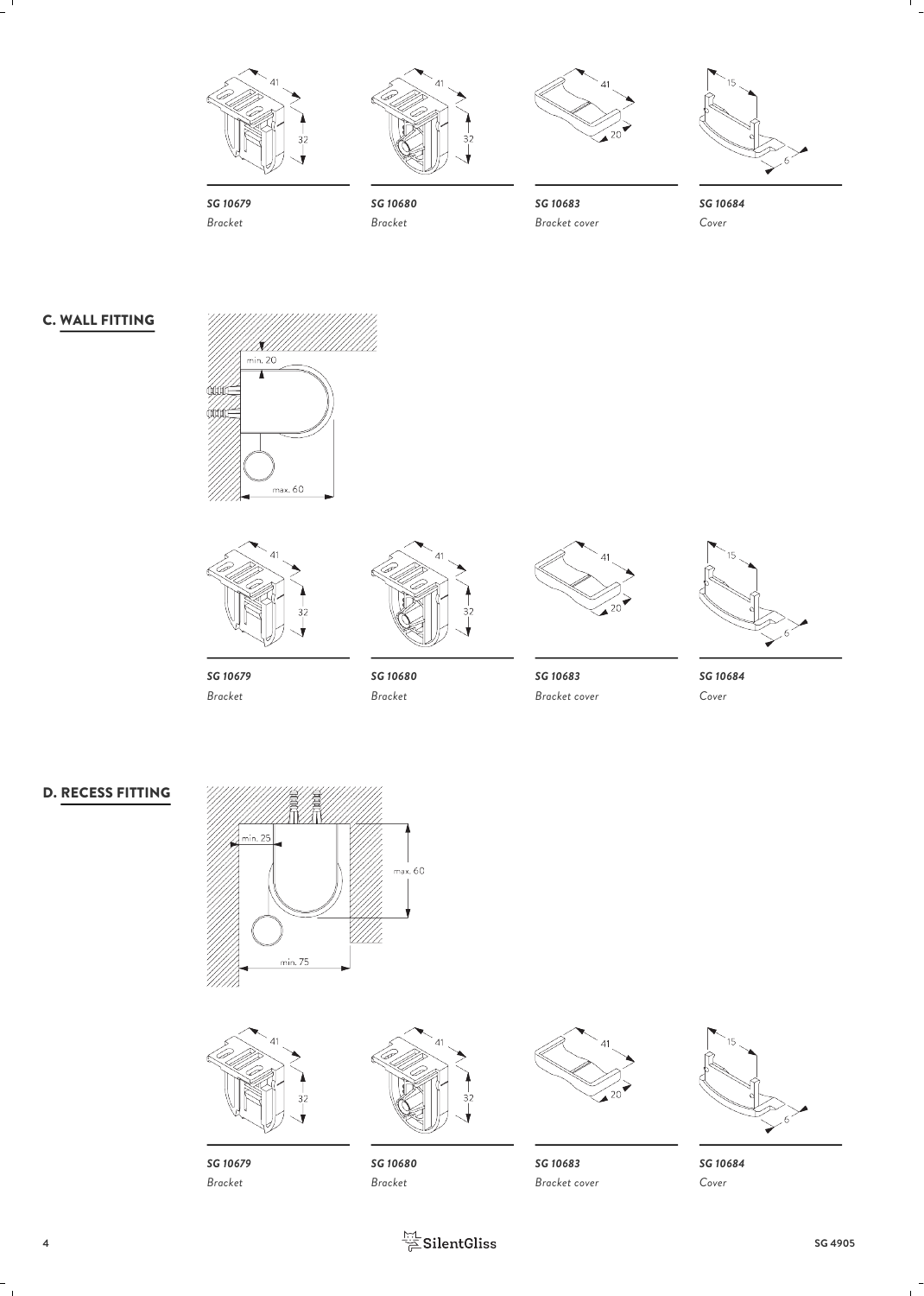*SG 10679*
*Bracket*

*SG 10680*
*Bracket*

*SG 10683*
*Bracket cover*

*SG 10684*
*Cover*

## C. WALL FITTING

min. 20

max. 60

*SG 10679*
*Bracket*

*SG 10680*
*Bracket*

*SG 10683*
*Bracket cover*

*SG 10684*
*Cover*

## D. RECESS FITTING

min. 25

max. 60

min. 75

*SG 10679*
*Bracket*

*SG 10680*
*Bracket*

*SG 10683*
*Bracket cover*

*SG 10684*
*Cover*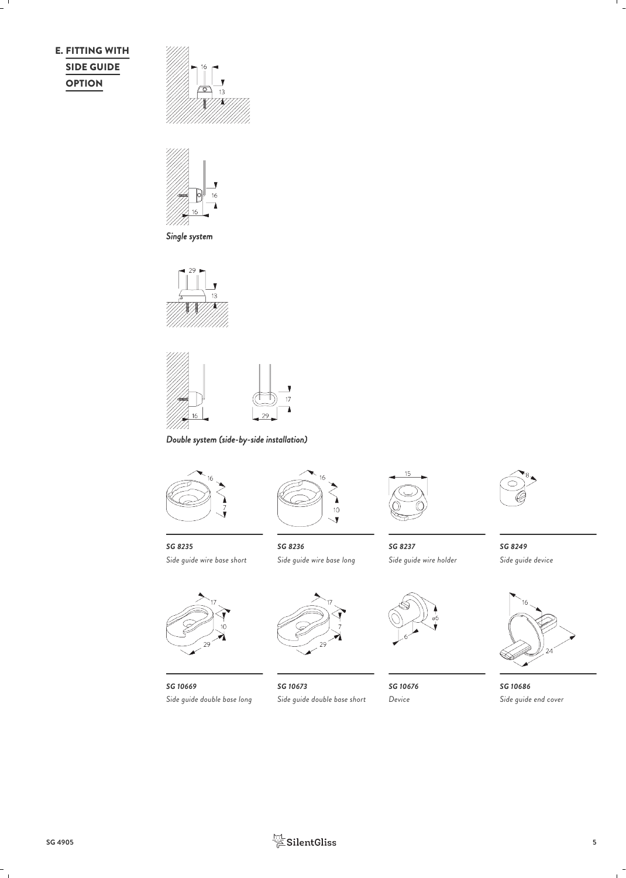# E. FITTING WITH SIDE GUIDE OPTION

*Single system*

*Double system (side-by-side installation)*

***SG 8235***
*Side guide wire base short*

***SG 8236***
*Side guide wire base long*

***SG 8237***
*Side guide wire holder*

***SG 8249***
*Side guide device*

***SG 10669***
*Side guide double base long*

***SG 10673***
*Side guide double base short*

***SG 10676***
*Device*

***SG 10686***
*Side guide end cover*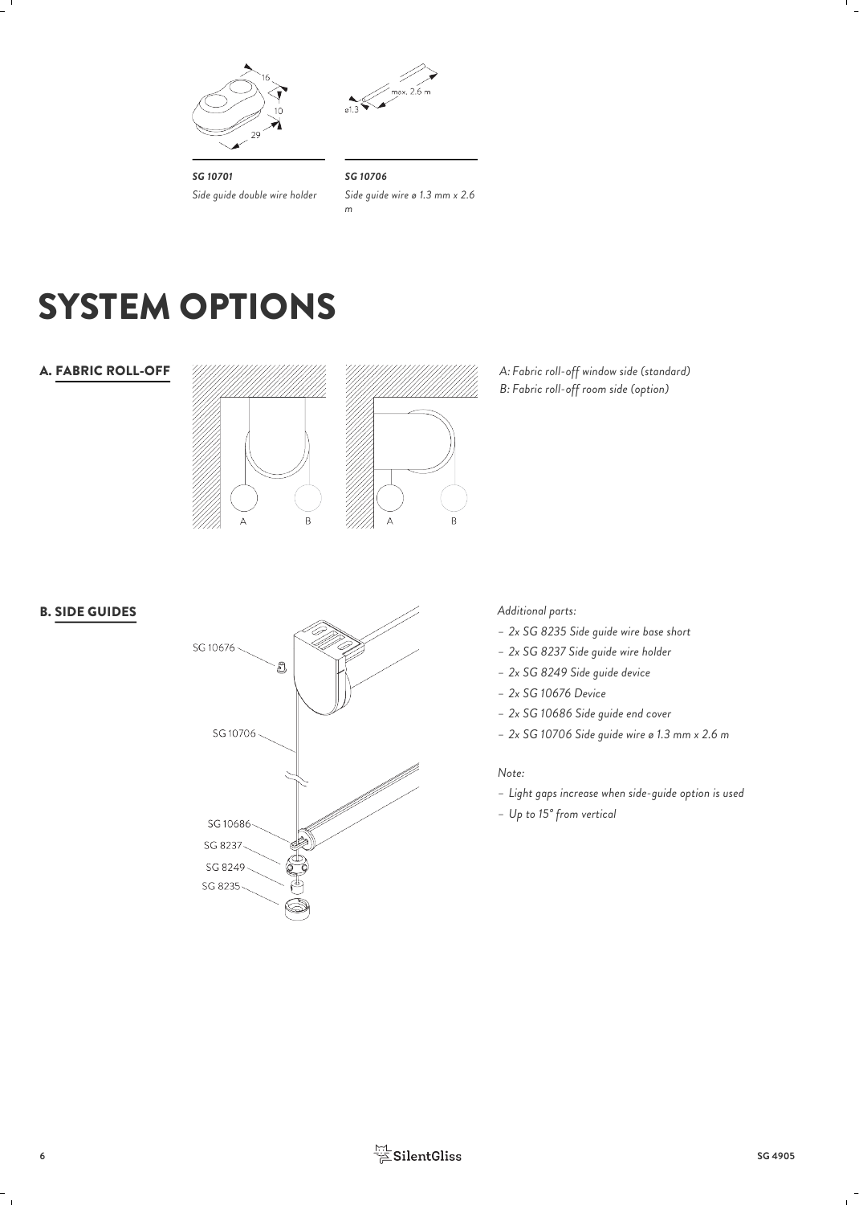**SG 10701**
*Side guide double wire holder*

**SG 10706**
*Side guide wire ø 1.3 mm x 2.6 m*

# SYSTEM OPTIONS

## A. FABRIC ROLL-OFF

*A: Fabric roll-off window side (standard)*
*B: Fabric roll-off room side (option)*

## B. SIDE GUIDES

*Additional parts:*

- *2x SG 8235 Side guide wire base short*
- *2x SG 8237 Side guide wire holder*
- *2x SG 8249 Side guide device*
- *2x SG 10676 Device*
- *2x SG 10686 Side guide end cover*
- *2x SG 10706 Side guide wire ø 1.3 mm x 2.6 m*

*Note:*

- *Light gaps increase when side-guide option is used*
- *Up to 15° from vertical*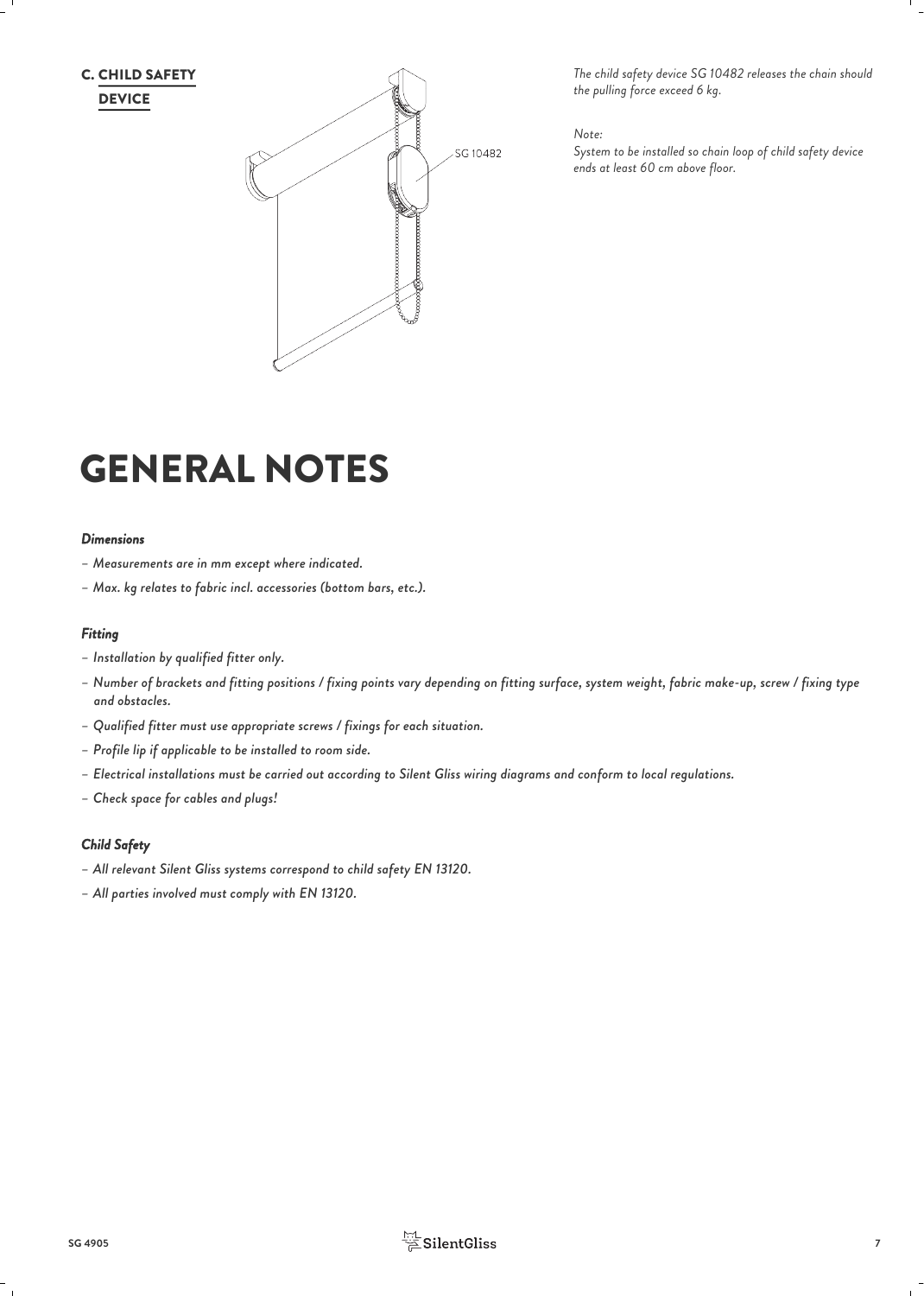## C. CHILD SAFETY DEVICE

SG 10482

*The child safety device SG 10482 releases the chain should the pulling force exceed 6 kg.*

*Note:*
*System to be installed so chain loop of child safety device ends at least 60 cm above floor.*

# GENERAL NOTES

### *Dimensions*

- *Measurements are in mm except where indicated.*
- *Max. kg relates to fabric incl. accessories (bottom bars, etc.).*

### *Fitting*

- *Installation by qualified fitter only.*
- *Number of brackets and fitting positions / fixing points vary depending on fitting surface, system weight, fabric make-up, screw / fixing type and obstacles.*
- *Qualified fitter must use appropriate screws / fixings for each situation.*
- *Profile lip if applicable to be installed to room side.*
- *Electrical installations must be carried out according to Silent Gliss wiring diagrams and conform to local regulations.*
- *Check space for cables and plugs!*

### *Child Safety*

- *All relevant Silent Gliss systems correspond to child safety EN 13120.*
- *All parties involved must comply with EN 13120.*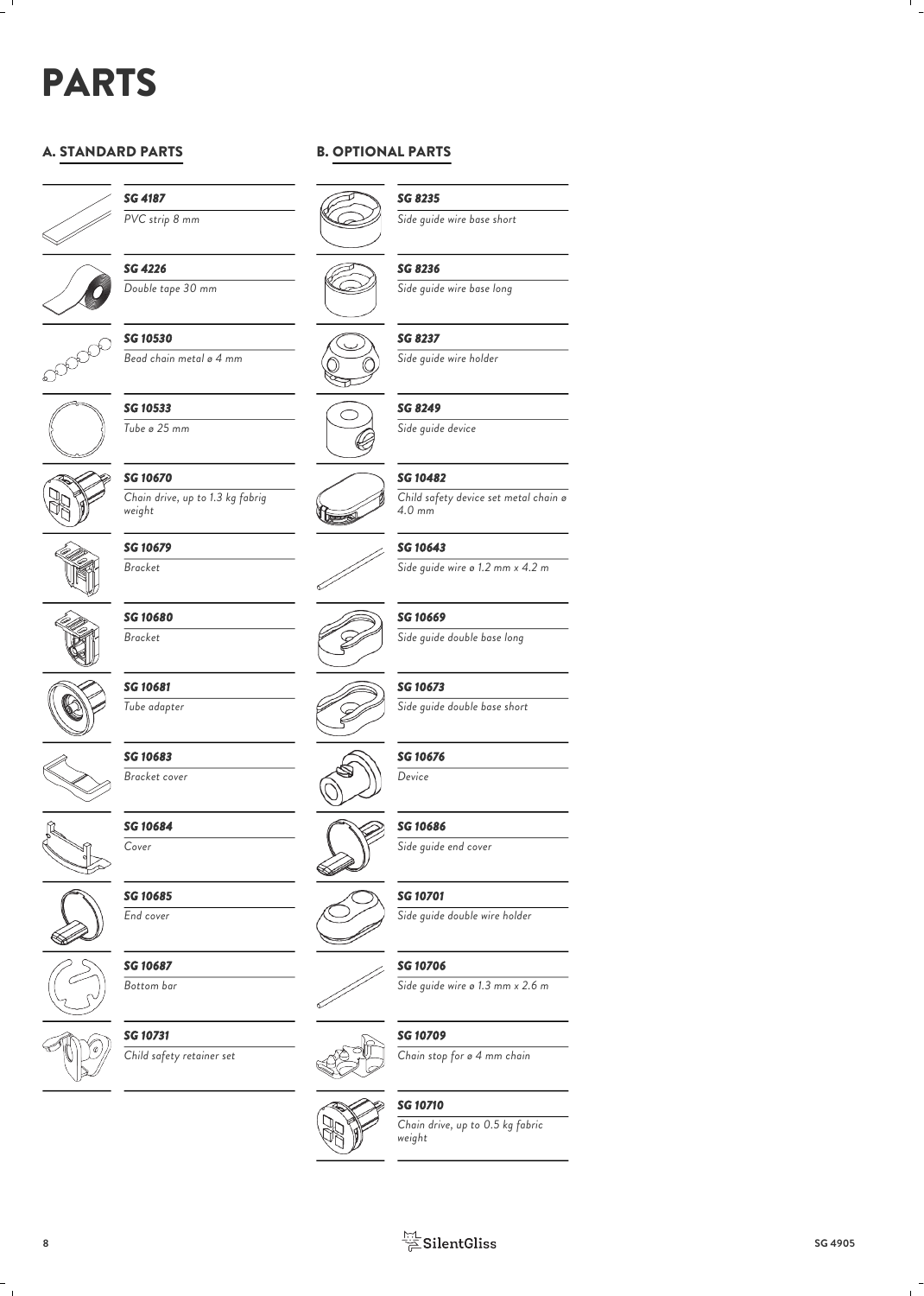# PARTS

## A. STANDARD PARTS

***SG 4187***
*PVC strip 8 mm*

***SG 4226***
*Double tape 30 mm*

***SG 10530***
*Bead chain metal ø 4 mm*

***SG 10533***
*Tube ø 25 mm*

***SG 10670***
*Chain drive, up to 1.3 kg fabrig weight*

***SG 10679***
*Bracket*

***SG 10680***
*Bracket*

***SG 10681***
*Tube adapter*

***SG 10683***
*Bracket cover*

***SG 10684***
*Cover*

***SG 10685***
*End cover*

***SG 10687***
*Bottom bar*

***SG 10731***
*Child safety retainer set*

## B. OPTIONAL PARTS

***SG 8235***
*Side guide wire base short*

***SG 8236***
*Side guide wire base long*

***SG 8237***
*Side guide wire holder*

***SG 8249***
*Side guide device*

***SG 10482***
*Child safety device set metal chain ø 4.0 mm*

***SG 10643***
*Side guide wire ø 1.2 mm x 4.2 m*

***SG 10669***
*Side guide double base long*

***SG 10673***
*Side guide double base short*

***SG 10676***
*Device*

***SG 10686***
*Side guide end cover*

***SG 10701***
*Side guide double wire holder*

***SG 10706***
*Side guide wire ø 1.3 mm x 2.6 m*

***SG 10709***
*Chain stop for ø 4 mm chain*

***SG 10710***
*Chain drive, up to 0.5 kg fabric weight*